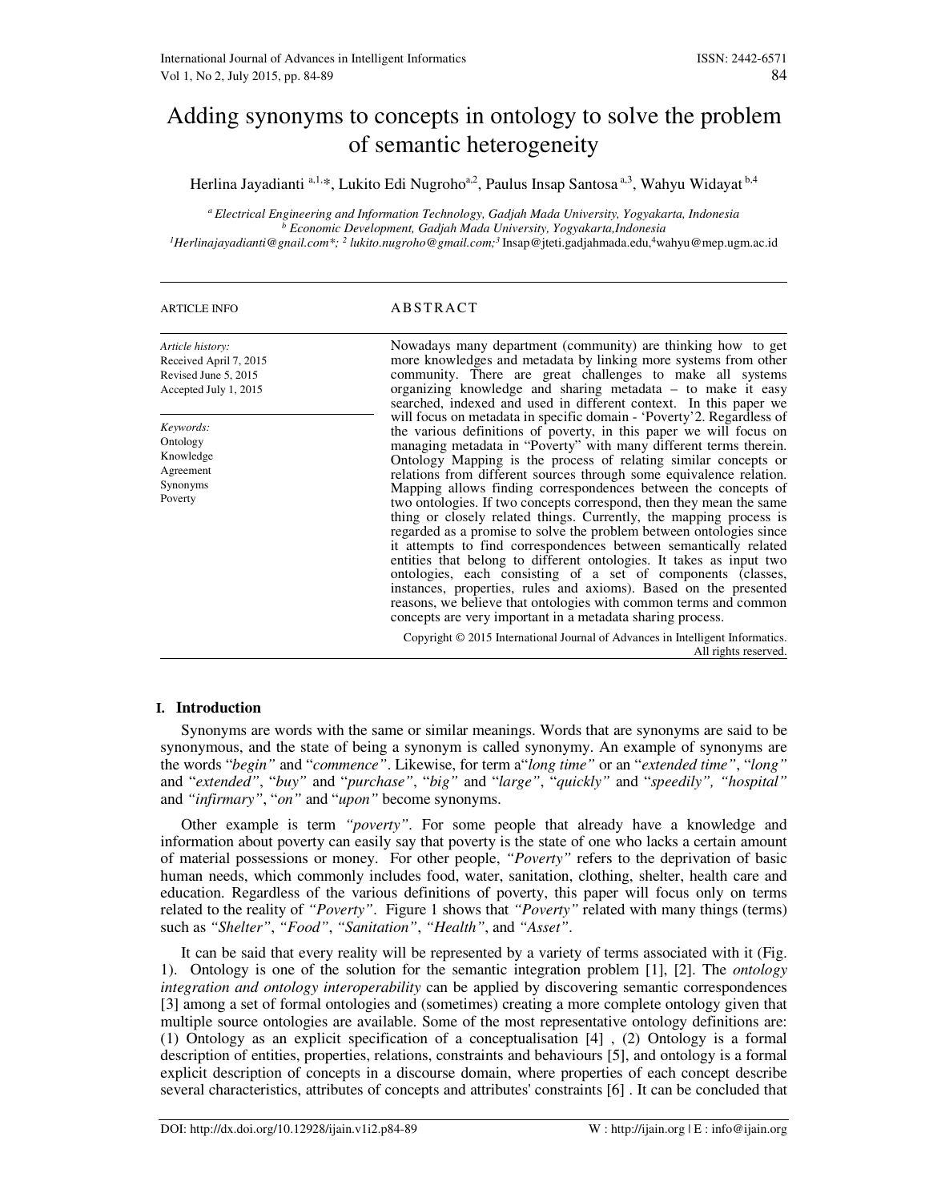# Adding synonyms to concepts in ontology to solve the problem of semantic heterogeneity

Herlina Jayadianti [a,1,*], Lukito Edi Nugroho[a,2], Paulus Insap Santosa [a,3], Wahyu Widayat [b,4]

[a] Electrical Engineering and Information Technology, Gadjah Mada University, Yogyakarta, Indonesia
[b] Economic Development, Gadjah Mada University, Yogyakarta,Indonesia
[1] Herlinajayadianti@gnail.com*; [2] lukito.nugroho@gmail.com; [3] Insap@jteti.gadjahmada.edu, [4] wahyu@mep.ugm.ac.id

ARTICLE INFO

*Article history:*
Received April 7, 2015
Revised June 5, 2015
Accepted July 1, 2015

*Keywords:*
Ontology
Knowledge
Agreement
Synonyms
Poverty

ABSTRACT

Nowadays many department (community) are thinking how to get more knowledges and metadata by linking more systems from other community. There are great challenges to make all systems organizing knowledge and sharing metadata – to make it easy searched, indexed and used in different context. In this paper we will focus on metadata in specific domain - 'Poverty'2. Regardless of the various definitions of poverty, in this paper we will focus on managing metadata in "Poverty" with many different terms therein. Ontology Mapping is the process of relating similar concepts or relations from different sources through some equivalence relation. Mapping allows finding correspondences between the concepts of two ontologies. If two concepts correspond, then they mean the same thing or closely related things. Currently, the mapping process is regarded as a promise to solve the problem between ontologies since it attempts to find correspondences between semantically related entities that belong to different ontologies. It takes as input two ontologies, each consisting of a set of components (classes, instances, properties, rules and axioms). Based on the presented reasons, we believe that ontologies with common terms and common concepts are very important in a metadata sharing process.

Copyright © 2015 International Journal of Advances in Intelligent Informatics. All rights reserved.

## I. Introduction

Synonyms are words with the same or similar meanings. Words that are synonyms are said to be synonymous, and the state of being a synonym is called synonymy. An example of synonyms are the words "*begin*" and "*commence*". Likewise, for term a"*long time*" or an "*extended time*", "*long*" and "*extended*", "*buy*" and "*purchase*", "*big*" and "*large*", "*quickly*" and "*speedily*", "*hospital*" and "*infirmary*", "*on*" and "*upon*" become synonyms.

Other example is term *"poverty"*. For some people that already have a knowledge and information about poverty can easily say that poverty is the state of one who lacks a certain amount of material possessions or money. For other people, *"Poverty"* refers to the deprivation of basic human needs, which commonly includes food, water, sanitation, clothing, shelter, health care and education. Regardless of the various definitions of poverty, this paper will focus only on terms related to the reality of *"Poverty"*. Figure 1 shows that *"Poverty"* related with many things (terms) such as *"Shelter"*, *"Food"*, *"Sanitation"*, *"Health"*, and *"Asset"*.

It can be said that every reality will be represented by a variety of terms associated with it (Fig. 1). Ontology is one of the solution for the semantic integration problem [1], [2]. The *ontology integration and ontology interoperability* can be applied by discovering semantic correspondences [3] among a set of formal ontologies and (sometimes) creating a more complete ontology given that multiple source ontologies are available. Some of the most representative ontology definitions are: (1) Ontology as an explicit specification of a conceptualisation [4] , (2) Ontology is a formal description of entities, properties, relations, constraints and behaviours [5], and ontology is a formal explicit description of concepts in a discourse domain, where properties of each concept describe several characteristics, attributes of concepts and attributes' constraints [6] . It can be concluded that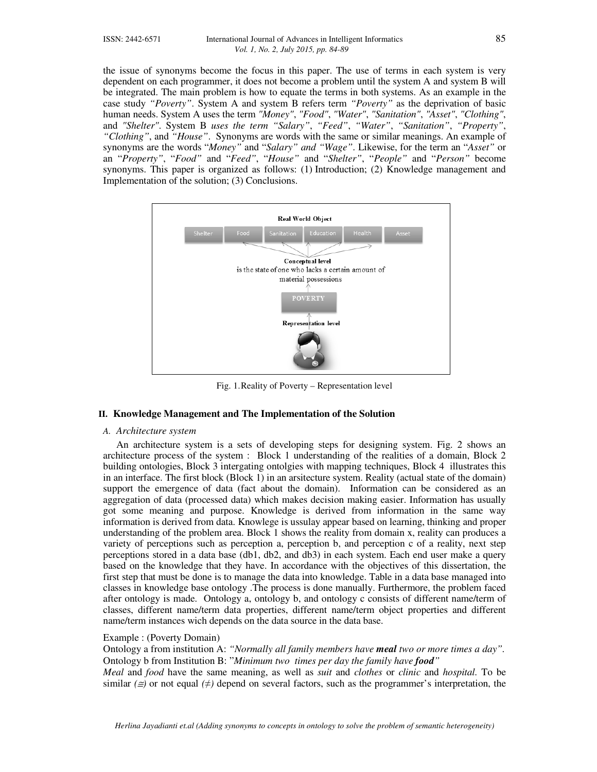the issue of synonyms become the focus in this paper. The use of terms in each system is very dependent on each programmer, it does not become a problem until the system A and system B will be integrated. The main problem is how to equate the terms in both systems. As an example in the case study *"Poverty"*. System A and system B refers term *"Poverty"* as the deprivation of basic human needs. System A uses the term *"Money"*, *"Food"*, *"Water"*, *"Sanitation"*, *"Asset"*, *"Clothing"*, and *"Shelter"*. System B *uses the term "Salary"*, *"Feed"*, *"Water"*, *"Sanitation"*, *"Property"*, *"Clothing"*, and *"House"*. Synonyms are words with the same or similar meanings. An example of synonyms are the words "*Money"* and "*Salary" and "Wage"*. Likewise, for the term an "*Asset"* or an "*Property"*, "*Food"* and "*Feed"*, "*House"* and "*Shelter"*, "*People"* and "*Person"* become synonyms. This paper is organized as follows: (1) Introduction; (2) Knowledge management and Implementation of the solution; (3) Conclusions.

Fig. 1. Reality of Poverty – Representation level

## II. Knowledge Management and The Implementation of the Solution

### A. Architecture system

An architecture system is a sets of developing steps for designing system. Fig. 2 shows an architecture process of the system : Block 1 understanding of the realities of a domain, Block 2 building ontologies, Block 3 intergating ontolgies with mapping techniques, Block 4 illustrates this in an interface. The first block (Block 1) in an arsitecture system. Reality (actual state of the domain) support the emergence of data (fact about the domain). Information can be considered as an aggregation of data (processed data) which makes decision making easier. Information has usually got some meaning and purpose. Knowledge is derived from information in the same way information is derived from data. Knowlege is ussulay appear based on learning, thinking and proper understanding of the problem area. Block 1 shows the reality from domain x, reality can produces a variety of perceptions such as perception a, perception b, and perception c of a reality, next step perceptions stored in a data base (db1, db2, and db3) in each system. Each end user make a query based on the knowledge that they have. In accordance with the objectives of this dissertation, the first step that must be done is to manage the data into knowledge. Table in a data base managed into classes in knowledge base ontology .The process is done manually. Furthermore, the problem faced after ontology is made. Ontology a, ontology b, and ontology c consists of different name/term of classes, different name/term data properties, different name/term object properties and different name/term instances wich depends on the data source in the data base.

Example : (Poverty Domain)

Ontology a from institution A: *"Normally all family members have **meal** two or more times a day"*.

Ontology b from Institution B: "*Minimum two times per day the family have **food**"*

*Meal* and *food* have the same meaning, as well as *suit* and *clothes* or *clinic* and *hospital*. To be similar *(≅)* or not equal *(≠)* depend on several factors, such as the programmer's interpretation, the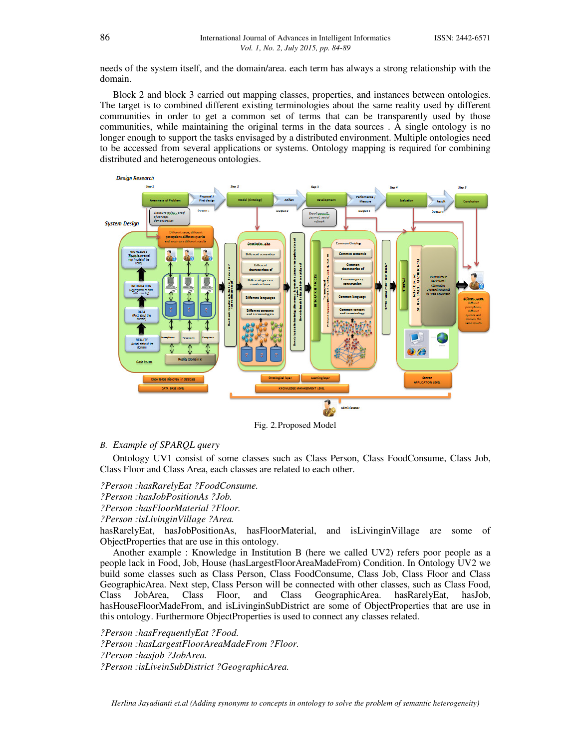needs of the system itself, and the domain/area. each term has always a strong relationship with the domain.

Block 2 and block 3 carried out mapping classes, properties, and instances between ontologies. The target is to combined different existing terminologies about the same reality used by different communities in order to get a common set of terms that can be transparently used by those communities, while maintaining the original terms in the data sources . A single ontology is no longer enough to support the tasks envisaged by a distributed environment. Multiple ontologies need to be accessed from several applications or systems. Ontology mapping is required for combining distributed and heterogeneous ontologies.

Fig. 2. Proposed Model

### B. *Example of SPARQL query*

Ontology UV1 consist of some classes such as Class Person, Class FoodConsume, Class Job, Class Floor and Class Area, each classes are related to each other.

*?Person :hasRarelyEat ?FoodConsume.*
*?Person :hasJobPositionAs ?Job.*
*?Person :hasFloorMaterial ?Floor.*
*?Person :isLivinginVillage ?Area.*

hasRarelyEat, hasJobPositionAs, hasFloorMaterial, and isLivinginVillage are some of ObjectProperties that are use in this ontology.

Another example : Knowledge in Institution B (here we called UV2) refers poor people as a people lack in Food, Job, House (hasLargestFloorAreaMadeFrom) Condition. In Ontology UV2 we build some classes such as Class Person, Class FoodConsume, Class Job, Class Floor and Class GeographicArea. Next step, Class Person will be connected with other classes, such as Class Food, Class JobArea, Class Floor, and Class GeographicArea. hasRarelyEat, hasJob, hasHouseFloorMadeFrom, and isLivinginSubDistrict are some of ObjectProperties that are use in this ontology. Furthermore ObjectProperties is used to connect any classes related.

*?Person :hasFrequentlyEat ?Food.*
*?Person :hasLargestFloorAreaMadeFrom ?Floor.*
*?Person :hasjob ?JobArea.*
*?Person :isLiveinSubDistrict ?GeographicArea.*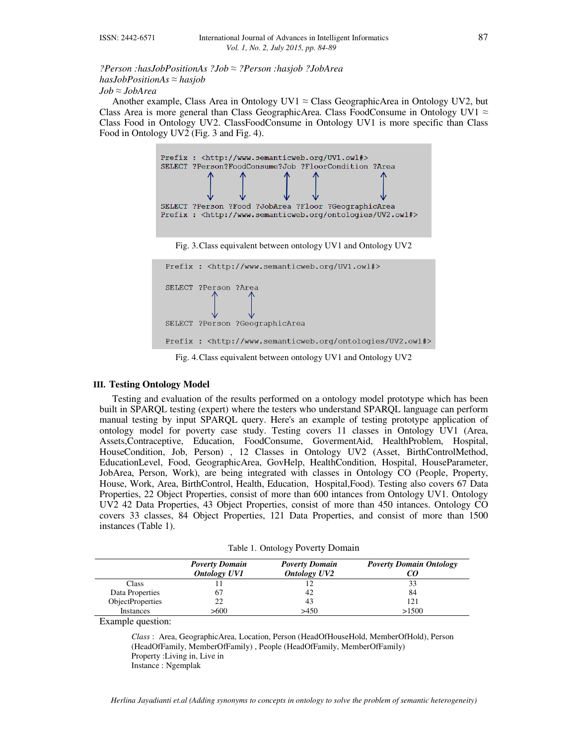*?Person :hasJobPositionAs ?Job ≈ ?Person :hasjob ?JobArea*
*hasJobPositionAs ≈ hasjob*
*Job ≈ JobArea*

Another example, Class Area in Ontology UV1 ≈ Class GeographicArea in Ontology UV2, but Class Area is more general than Class GeographicArea. Class FoodConsume in Ontology UV1 ≈ Class Food in Ontology UV2. ClassFoodConsume in Ontology UV1 is more specific than Class Food in Ontology UV2 (Fig. 3 and Fig. 4).

```
Prefix : <http://www.semanticweb.org/UV1.owl#>
SELECT ?Person?FoodConsume?Job ?FloorCondition ?Area
          ↕           ↕        ↕        ↕            ↕
SELECT ?Person ?Food ?JobArea ?Floor ?GeographicArea
Prefix : <http://www.semanticweb.org/ontologies/UV2.owl#>
```

Fig. 3. Class equivalent between ontology UV1 and Ontology UV2

```
Prefix : <http://www.semanticweb.org/UV1.owl#>

SELECT ?Person ?Area
          ↕       ↕
SELECT ?Person ?GeographicArea

Prefix : <http://www.semanticweb.org/ontologies/UV2.owl#>
```

Fig. 4. Class equivalent between ontology UV1 and Ontology UV2

## III. Testing Ontology Model

Testing and evaluation of the results performed on a ontology model prototype which has been built in SPARQL testing (expert) where the testers who understand SPARQL language can perform manual testing by input SPARQL query. Here's an example of testing prototype application of ontology model for poverty case study. Testing covers 11 classes in Ontology UV1 (Area, Assets,Contraceptive, Education, FoodConsume, GovermentAid, HealthProblem, Hospital, HouseCondition, Job, Person) , 12 Classes in Ontology UV2 (Asset, BirthControlMethod, EducationLevel, Food, GeographicArea, GovHelp, HealthCondition, Hospital, HouseParameter, JobArea, Person, Work), are being integrated with classes in Ontology CO (People, Property, House, Work, Area, BirthControl, Health, Education, Hospital,Food). Testing also covers 67 Data Properties, 22 Object Properties, consist of more than 600 intances from Ontology UV1. Ontology UV2 42 Data Properties, 43 Object Properties, consist of more than 450 intances. Ontology CO covers 33 classes, 84 Object Properties, 121 Data Properties, and consist of more than 1500 instances (Table 1).

Table 1. Ontology Poverty Domain

| | *Poverty Domain Ontology UV1* | *Poverty Domain Ontology UV2* | *Poverty Domain Ontology CO* |
|---|---|---|---|
| Class | 11 | 12 | 33 |
| Data Properties | 67 | 42 | 84 |
| ObjectProperties | 22 | 43 | 121 |
| Instances | >600 | >450 | >1500 |

Example question:

*Class* : Area, GeographicArea, Location, Person (HeadOfHouseHold, MemberOfHold), Person (HeadOfFamily, MemberOfFamily) , People (HeadOfFamily, MemberOfFamily)
Property :Living in, Live in
Instance : Ngemplak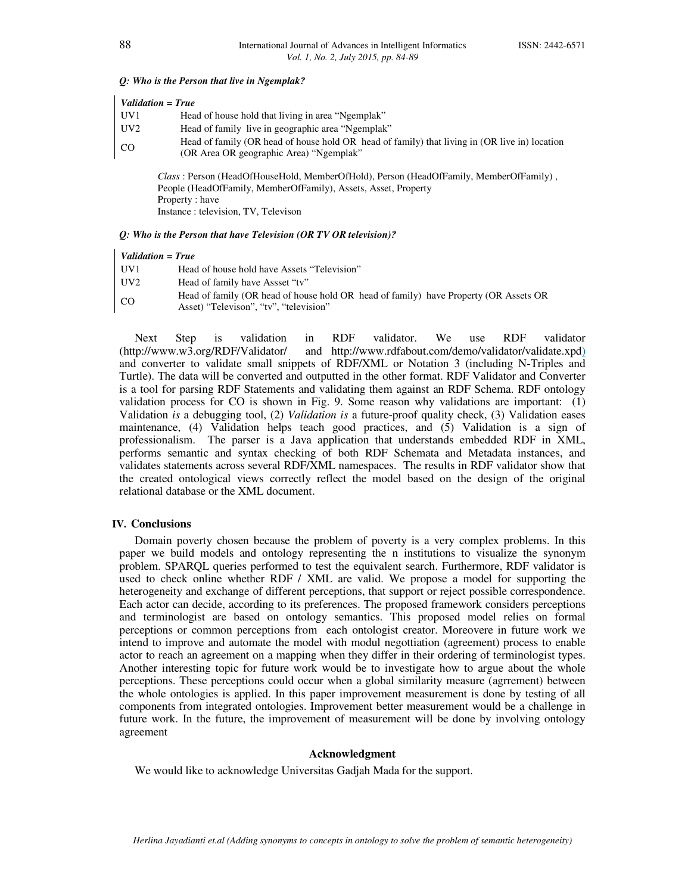*Q: Who is the Person that live in Ngemplak?*

| *Validation = True* | |
|---|---|
| UV1 | Head of house hold that living in area "Ngemplak" |
| UV2 | Head of family live in geographic area "Ngemplak" |
| CO | Head of family (OR head of house hold OR head of family) that living in (OR live in) location (OR Area OR geographic Area) "Ngemplak" |

*Class* : Person (HeadOfHouseHold, MemberOfHold), Person (HeadOfFamily, MemberOfFamily) , People (HeadOfFamily, MemberOfFamily), Assets, Asset, Property
Property : have
Instance : television, TV, Televison

*Q: Who is the Person that have Television (OR TV OR television)?*

| *Validation = True* | |
|---|---|
| UV1 | Head of house hold have Assets "Television" |
| UV2 | Head of family have Assset "tv" |
| CO | Head of family (OR head of house hold OR head of family) have Property (OR Assets OR Asset) "Televison", "tv", "television" |

Next Step is validation in RDF validator. We use RDF validator (http://www.w3.org/RDF/Validator/ and http://www.rdfabout.com/demo/validator/validate.xpd) and converter to validate small snippets of RDF/XML or Notation 3 (including N-Triples and Turtle). The data will be converted and outputted in the other format. RDF Validator and Converter is a tool for parsing RDF Statements and validating them against an RDF Schema. RDF ontology validation process for CO is shown in Fig. 9. Some reason why validations are important: (1) Validation *is* a debugging tool, (2) *Validation is* a future-proof quality check, (3) Validation eases maintenance, (4) Validation helps teach good practices, and (5) Validation is a sign of professionalism. The parser is a Java application that understands embedded RDF in XML, performs semantic and syntax checking of both RDF Schemata and Metadata instances, and validates statements across several RDF/XML namespaces. The results in RDF validator show that the created ontological views correctly reflect the model based on the design of the original relational database or the XML document.

## IV. Conclusions

Domain poverty chosen because the problem of poverty is a very complex problems. In this paper we build models and ontology representing the n institutions to visualize the synonym problem. SPARQL queries performed to test the equivalent search. Furthermore, RDF validator is used to check online whether RDF / XML are valid. We propose a model for supporting the heterogeneity and exchange of different perceptions, that support or reject possible correspondence. Each actor can decide, according to its preferences. The proposed framework considers perceptions and terminologist are based on ontology semantics. This proposed model relies on formal perceptions or common perceptions from each ontologist creator. Moreovere in future work we intend to improve and automate the model with modul negottiation (agreement) process to enable actor to reach an agreement on a mapping when they differ in their ordering of terminologist types. Another interesting topic for future work would be to investigate how to argue about the whole perceptions. These perceptions could occur when a global similarity measure (agrrement) between the whole ontologies is applied. In this paper improvement measurement is done by testing of all components from integrated ontologies. Improvement better measurement would be a challenge in future work. In the future, the improvement of measurement will be done by involving ontology agreement

## Acknowledgment

We would like to acknowledge Universitas Gadjah Mada for the support.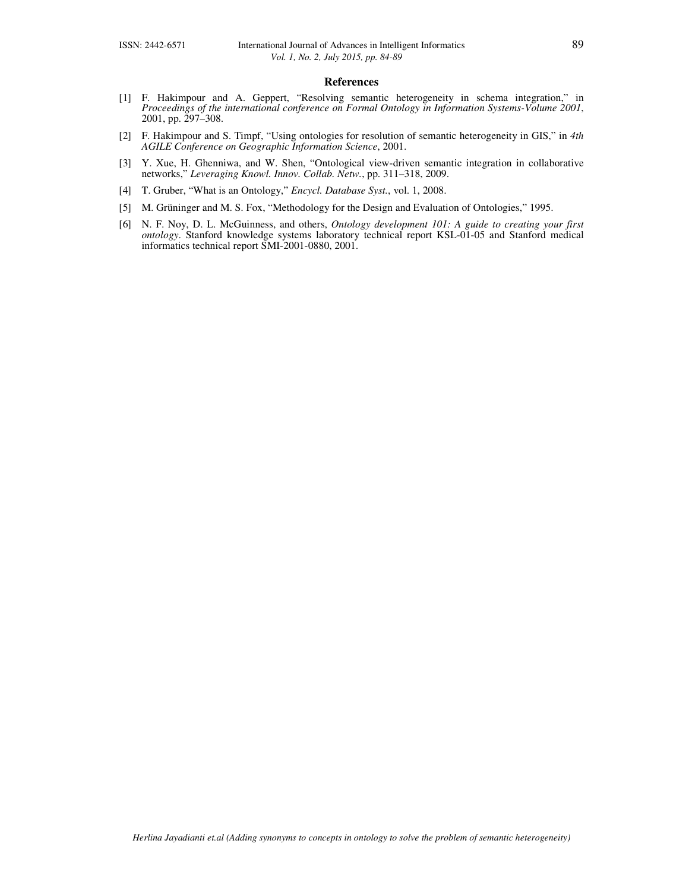## References

[1] F. Hakimpour and A. Geppert, "Resolving semantic heterogeneity in schema integration," in *Proceedings of the international conference on Formal Ontology in Information Systems-Volume 2001*, 2001, pp. 297–308.

[2] F. Hakimpour and S. Timpf, "Using ontologies for resolution of semantic heterogeneity in GIS," in *4th AGILE Conference on Geographic Information Science*, 2001.

[3] Y. Xue, H. Ghenniwa, and W. Shen, "Ontological view-driven semantic integration in collaborative networks," *Leveraging Knowl. Innov. Collab. Netw.*, pp. 311–318, 2009.

[4] T. Gruber, "What is an Ontology," *Encycl. Database Syst.*, vol. 1, 2008.

[5] M. Grüninger and M. S. Fox, "Methodology for the Design and Evaluation of Ontologies," 1995.

[6] N. F. Noy, D. L. McGuinness, and others, *Ontology development 101: A guide to creating your first ontology*. Stanford knowledge systems laboratory technical report KSL-01-05 and Stanford medical informatics technical report SMI-2001-0880, 2001.